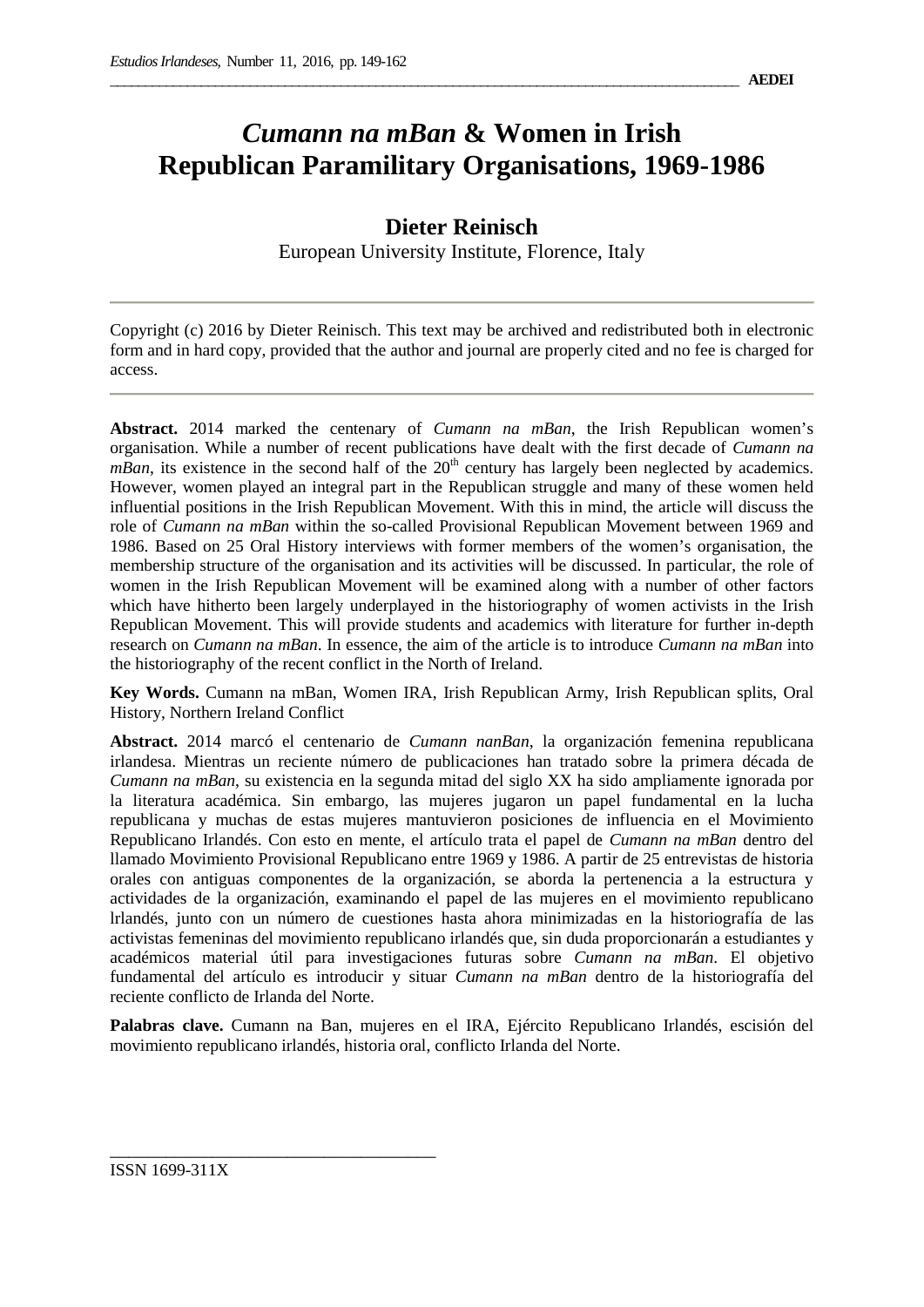# *Cumann na mBan* & Women in Irish Republican Paramilitary Organisations, 1969-1986

## Dieter Reinisch

European University Institute, Florence, Italy

Copyright (c) 2016 by Dieter Reinisch. This text may be archived and redistributed both in electronic form and in hard copy, provided that the author and journal are properly cited and no fee is charged for access.

**Abstract.** 2014 marked the centenary of *Cumann na mBan*, the Irish Republican women's organisation. While a number of recent publications have dealt with the first decade of *Cumann na mBan*, its existence in the second half of the 20th century has largely been neglected by academics. However, women played an integral part in the Republican struggle and many of these women held influential positions in the Irish Republican Movement. With this in mind, the article will discuss the role of *Cumann na mBan* within the so-called Provisional Republican Movement between 1969 and 1986. Based on 25 Oral History interviews with former members of the women's organisation, the membership structure of the organisation and its activities will be discussed. In particular, the role of women in the Irish Republican Movement will be examined along with a number of other factors which have hitherto been largely underplayed in the historiography of women activists in the Irish Republican Movement. This will provide students and academics with literature for further in-depth research on *Cumann na mBan*. In essence, the aim of the article is to introduce *Cumann na mBan* into the historiography of the recent conflict in the North of Ireland.

**Key Words.** Cumann na mBan, Women IRA, Irish Republican Army, Irish Republican splits, Oral History, Northern Ireland Conflict

**Abstract.** 2014 marcó el centenario de *Cumann nanBan*, la organización femenina republicana irlandesa. Mientras un reciente número de publicaciones han tratado sobre la primera década de *Cumann na mBan*, su existencia en la segunda mitad del siglo XX ha sido ampliamente ignorada por la literatura académica. Sin embargo, las mujeres jugaron un papel fundamental en la lucha republicana y muchas de estas mujeres mantuvieron posiciones de influencia en el Movimiento Republicano Irlandés. Con esto en mente, el artículo trata el papel de *Cumann na mBan* dentro del llamado Movimiento Provisional Republicano entre 1969 y 1986. A partir de 25 entrevistas de historia orales con antiguas componentes de la organización, se aborda la pertenencia a la estructura y actividades de la organización, examinando el papel de las mujeres en el movimiento republicano lrlandés, junto con un número de cuestiones hasta ahora minimizadas en la historiografía de las activistas femeninas del movimiento republicano irlandés que, sin duda proporcionarán a estudiantes y académicos material útil para investigaciones futuras sobre *Cumann na mBan*. El objetivo fundamental del artículo es introducir y situar *Cumann na mBan* dentro de la historiografía del reciente conflicto de Irlanda del Norte.

**Palabras clave.** Cumann na Ban, mujeres en el IRA, Ejército Republicano Irlandés, escisión del movimiento republicano irlandés, historia oral, conflicto Irlanda del Norte.

ISSN 1699-311X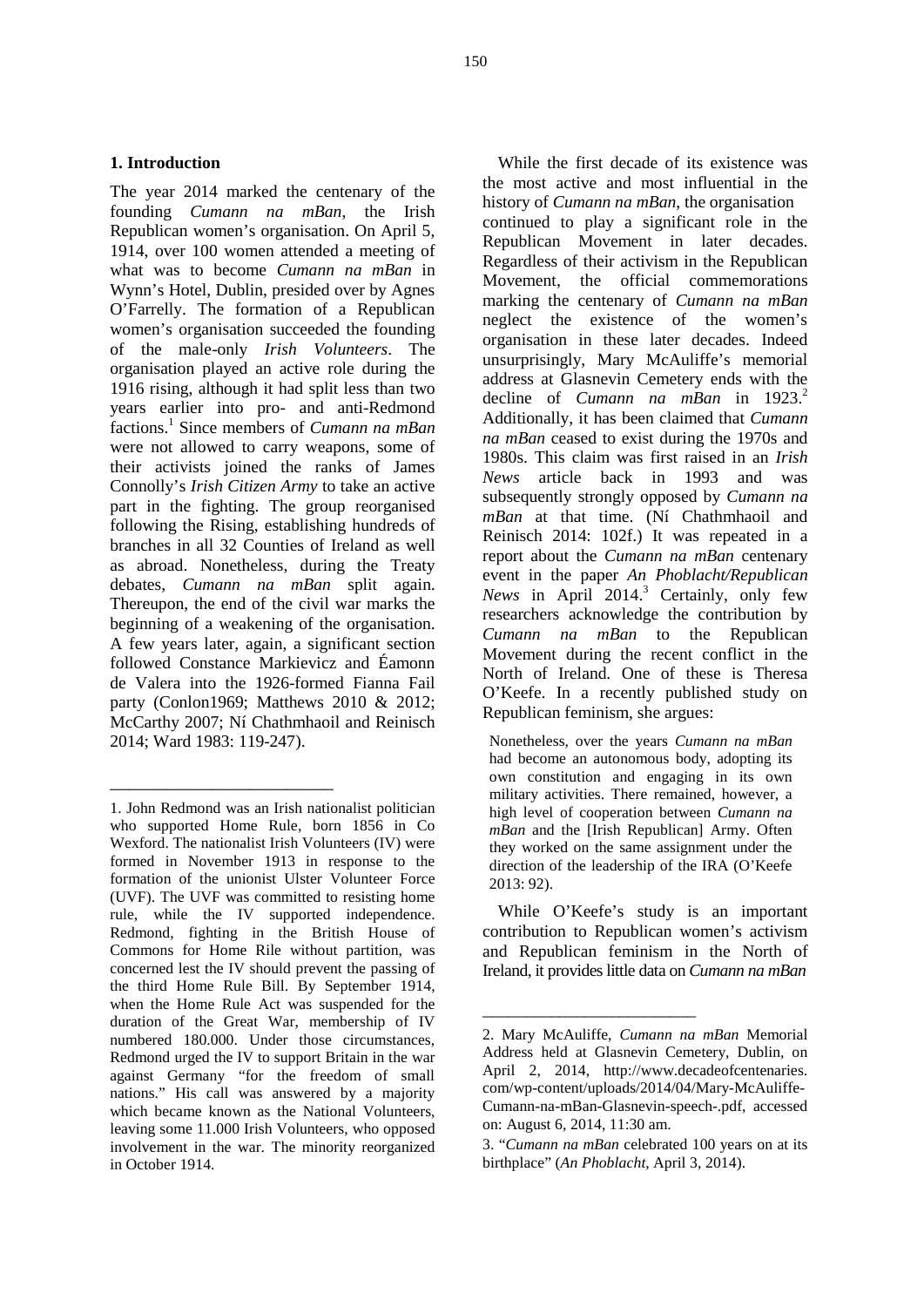## 1. Introduction

The year 2014 marked the centenary of the founding *Cumann na mBan*, the Irish Republican women's organisation. On April 5, 1914, over 100 women attended a meeting of what was to become *Cumann na mBan* in Wynn's Hotel, Dublin, presided over by Agnes O'Farrelly. The formation of a Republican women's organisation succeeded the founding of the male-only *Irish Volunteers*. The organisation played an active role during the 1916 rising, although it had split less than two years earlier into pro- and anti-Redmond factions.[1] Since members of *Cumann na mBan* were not allowed to carry weapons, some of their activists joined the ranks of James Connolly's *Irish Citizen Army* to take an active part in the fighting. The group reorganised following the Rising, establishing hundreds of branches in all 32 Counties of Ireland as well as abroad. Nonetheless, during the Treaty debates, *Cumann na mBan* split again. Thereupon, the end of the civil war marks the beginning of a weakening of the organisation. A few years later, again, a significant section followed Constance Markievicz and Éamonn de Valera into the 1926-formed Fianna Fail party (Conlon1969; Matthews 2010 & 2012; McCarthy 2007; Ní Chathmhaoil and Reinisch 2014; Ward 1983: 119-247).

While the first decade of its existence was the most active and most influential in the history of *Cumann na mBan*, the organisation continued to play a significant role in the Republican Movement in later decades. Regardless of their activism in the Republican Movement, the official commemorations marking the centenary of *Cumann na mBan* neglect the existence of the women's organisation in these later decades. Indeed unsurprisingly, Mary McAuliffe's memorial address at Glasnevin Cemetery ends with the decline of *Cumann na mBan* in 1923.[2] Additionally, it has been claimed that *Cumann na mBan* ceased to exist during the 1970s and 1980s. This claim was first raised in an *Irish News* article back in 1993 and was subsequently strongly opposed by *Cumann na mBan* at that time. (Ní Chathmhaoil and Reinisch 2014: 102f.) It was repeated in a report about the *Cumann na mBan* centenary event in the paper *An Phoblacht/Republican News* in April 2014.[3] Certainly, only few researchers acknowledge the contribution by *Cumann na mBan* to the Republican Movement during the recent conflict in the North of Ireland. One of these is Theresa O'Keefe. In a recently published study on Republican feminism, she argues:

> Nonetheless, over the years *Cumann na mBan* had become an autonomous body, adopting its own constitution and engaging in its own military activities. There remained, however, a high level of cooperation between *Cumann na mBan* and the [Irish Republican] Army. Often they worked on the same assignment under the direction of the leadership of the IRA (O'Keefe 2013: 92).

While O'Keefe's study is an important contribution to Republican women's activism and Republican feminism in the North of Ireland, it provides little data on *Cumann na mBan*

---

1. John Redmond was an Irish nationalist politician who supported Home Rule, born 1856 in Co Wexford. The nationalist Irish Volunteers (IV) were formed in November 1913 in response to the formation of the unionist Ulster Volunteer Force (UVF). The UVF was committed to resisting home rule, while the IV supported independence. Redmond, fighting in the British House of Commons for Home Rile without partition, was concerned lest the IV should prevent the passing of the third Home Rule Bill. By September 1914, when the Home Rule Act was suspended for the duration of the Great War, membership of IV numbered 180.000. Under those circumstances, Redmond urged the IV to support Britain in the war against Germany "for the freedom of small nations." His call was answered by a majority which became known as the National Volunteers, leaving some 11.000 Irish Volunteers, who opposed involvement in the war. The minority reorganized in October 1914.

2. Mary McAuliffe, *Cumann na mBan* Memorial Address held at Glasnevin Cemetery, Dublin, on April 2, 2014, http://www.decadeofcentenaries.com/wp-content/uploads/2014/04/Mary-McAuliffe-Cumann-na-mBan-Glasnevin-speech-.pdf, accessed on: August 6, 2014, 11:30 am.

3. "*Cumann na mBan* celebrated 100 years on at its birthplace" (*An Phoblacht*, April 3, 2014).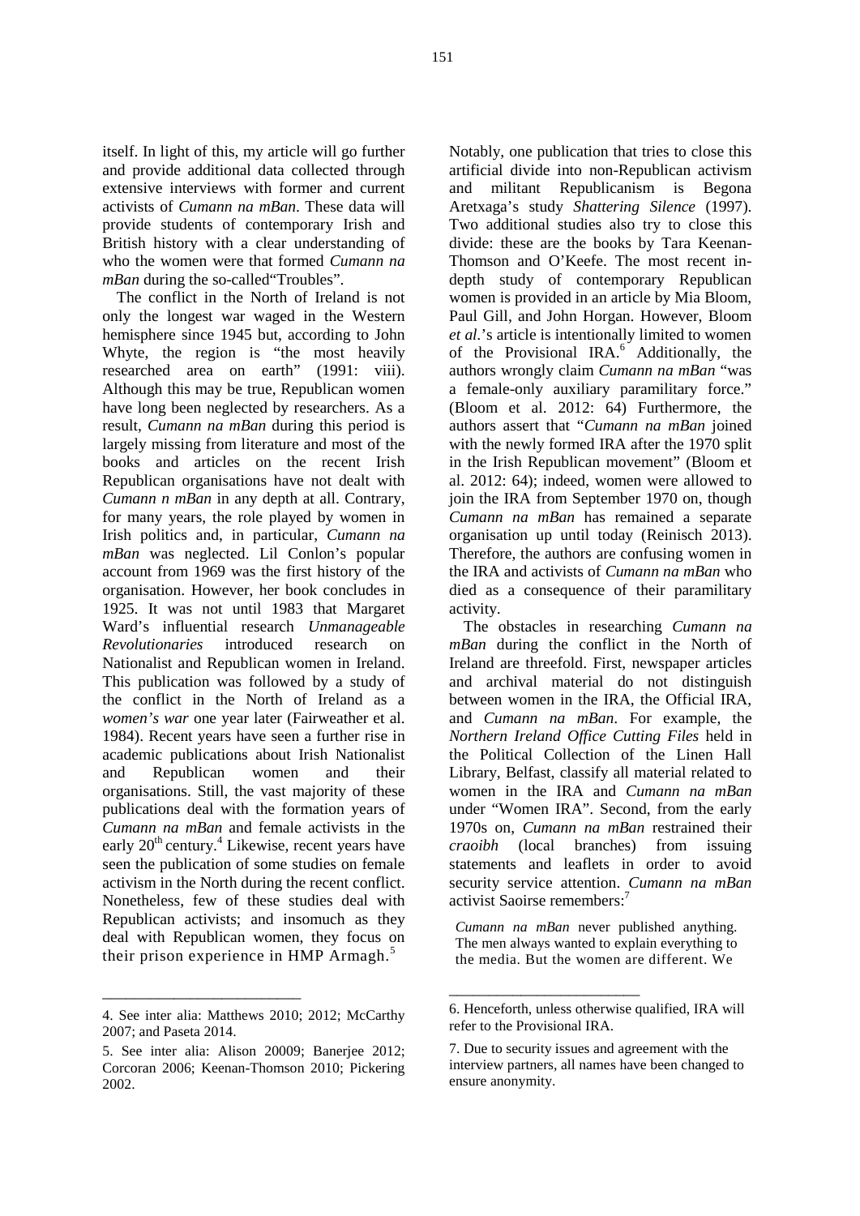itself. In light of this, my article will go further and provide additional data collected through extensive interviews with former and current activists of *Cumann na mBan*. These data will provide students of contemporary Irish and British history with a clear understanding of who the women were that formed *Cumann na mBan* during the so-called"Troubles".

The conflict in the North of Ireland is not only the longest war waged in the Western hemisphere since 1945 but, according to John Whyte, the region is "the most heavily researched area on earth" (1991: viii). Although this may be true, Republican women have long been neglected by researchers. As a result, *Cumann na mBan* during this period is largely missing from literature and most of the books and articles on the recent Irish Republican organisations have not dealt with *Cumann n mBan* in any depth at all. Contrary, for many years, the role played by women in Irish politics and, in particular, *Cumann na mBan* was neglected. Lil Conlon's popular account from 1969 was the first history of the organisation. However, her book concludes in 1925. It was not until 1983 that Margaret Ward's influential research *Unmanageable Revolutionaries* introduced research on Nationalist and Republican women in Ireland. This publication was followed by a study of the conflict in the North of Ireland as a *women's war* one year later (Fairweather et al. 1984). Recent years have seen a further rise in academic publications about Irish Nationalist and Republican women and their organisations. Still, the vast majority of these publications deal with the formation years of *Cumann na mBan* and female activists in the early 20th century.[4] Likewise, recent years have seen the publication of some studies on female activism in the North during the recent conflict. Nonetheless, few of these studies deal with Republican activists; and insomuch as they deal with Republican women, they focus on their prison experience in HMP Armagh.[5]

Notably, one publication that tries to close this artificial divide into non-Republican activism and militant Republicanism is Begona Aretxaga's study *Shattering Silence* (1997). Two additional studies also try to close this divide: these are the books by Tara Keenan-Thomson and O'Keefe. The most recent in-depth study of contemporary Republican women is provided in an article by Mia Bloom, Paul Gill, and John Horgan. However, Bloom *et al*.'s article is intentionally limited to women of the Provisional IRA.[6] Additionally, the authors wrongly claim *Cumann na mBan* "was a female-only auxiliary paramilitary force." (Bloom et al. 2012: 64) Furthermore, the authors assert that "*Cumann na mBan* joined with the newly formed IRA after the 1970 split in the Irish Republican movement" (Bloom et al. 2012: 64); indeed, women were allowed to join the IRA from September 1970 on, though *Cumann na mBan* has remained a separate organisation up until today (Reinisch 2013). Therefore, the authors are confusing women in the IRA and activists of *Cumann na mBan* who died as a consequence of their paramilitary activity.

The obstacles in researching *Cumann na mBan* during the conflict in the North of Ireland are threefold. First, newspaper articles and archival material do not distinguish between women in the IRA, the Official IRA, and *Cumann na mBan*. For example, the *Northern Ireland Office Cutting Files* held in the Political Collection of the Linen Hall Library, Belfast, classify all material related to women in the IRA and *Cumann na mBan* under "Women IRA". Second, from the early 1970s on, *Cumann na mBan* restrained their *craoibh* (local branches) from issuing statements and leaflets in order to avoid security service attention. *Cumann na mBan* activist Saoirse remembers:[7]

> *Cumann na mBan* never published anything. The men always wanted to explain everything to the media. But the women are different. We

---

4. See inter alia: Matthews 2010; 2012; McCarthy 2007; and Paseta 2014.

5. See inter alia: Alison 20009; Banerjee 2012; Corcoran 2006; Keenan-Thomson 2010; Pickering 2002.

6. Henceforth, unless otherwise qualified, IRA will refer to the Provisional IRA.

7. Due to security issues and agreement with the interview partners, all names have been changed to ensure anonymity.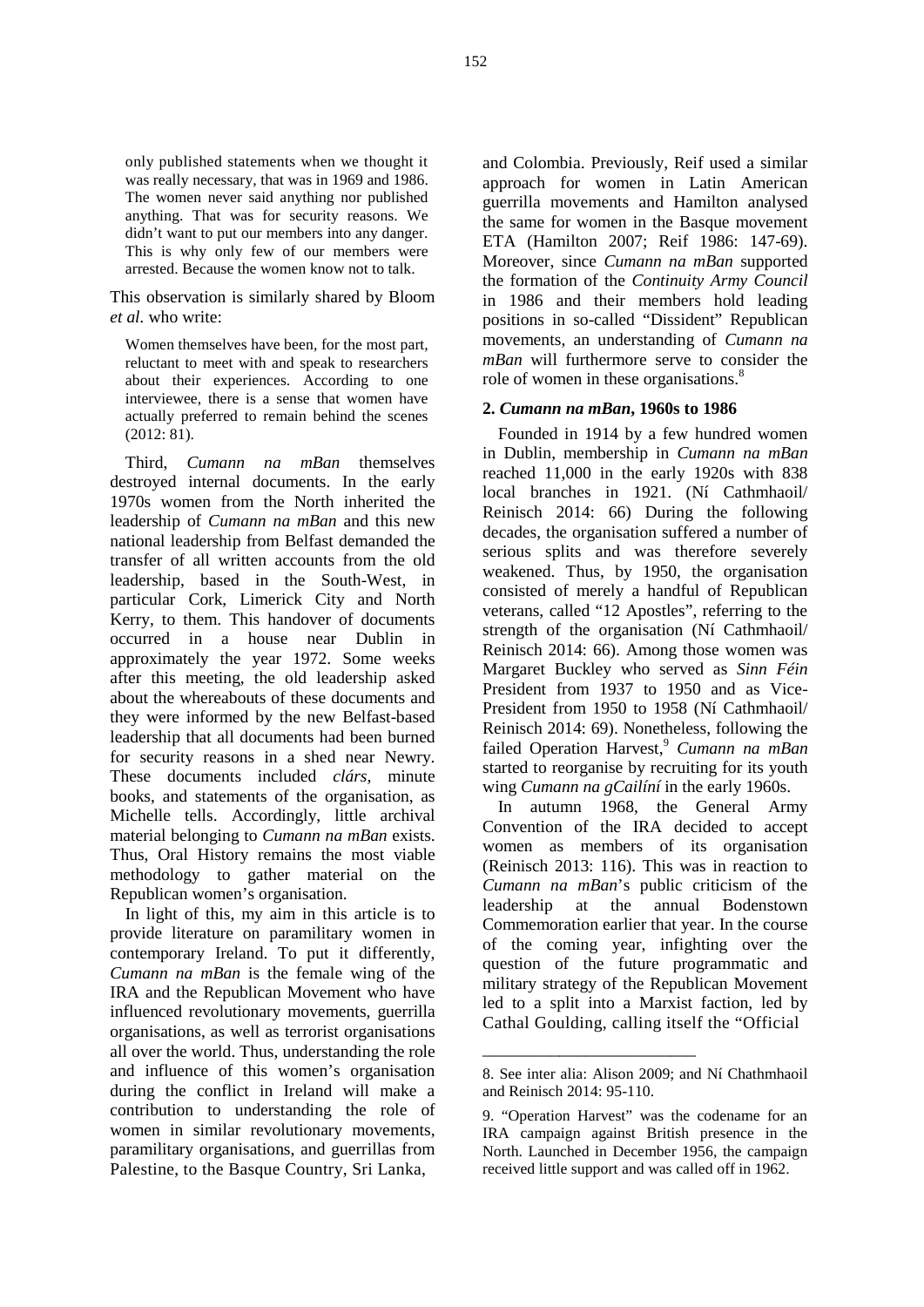> only published statements when we thought it was really necessary, that was in 1969 and 1986. The women never said anything nor published anything. That was for security reasons. We didn't want to put our members into any danger. This is why only few of our members were arrested. Because the women know not to talk.

This observation is similarly shared by Bloom *et al*. who write:

> Women themselves have been, for the most part, reluctant to meet with and speak to researchers about their experiences. According to one interviewee, there is a sense that women have actually preferred to remain behind the scenes (2012: 81).

Third, *Cumann na mBan* themselves destroyed internal documents. In the early 1970s women from the North inherited the leadership of *Cumann na mBan* and this new national leadership from Belfast demanded the transfer of all written accounts from the old leadership, based in the South-West, in particular Cork, Limerick City and North Kerry, to them. This handover of documents occurred in a house near Dublin in approximately the year 1972. Some weeks after this meeting, the old leadership asked about the whereabouts of these documents and they were informed by the new Belfast-based leadership that all documents had been burned for security reasons in a shed near Newry. These documents included *clárs*, minute books, and statements of the organisation, as Michelle tells. Accordingly, little archival material belonging to *Cumann na mBan* exists. Thus, Oral History remains the most viable methodology to gather material on the Republican women's organisation.

In light of this, my aim in this article is to provide literature on paramilitary women in contemporary Ireland. To put it differently, *Cumann na mBan* is the female wing of the IRA and the Republican Movement who have influenced revolutionary movements, guerrilla organisations, as well as terrorist organisations all over the world. Thus, understanding the role and influence of this women's organisation during the conflict in Ireland will make a contribution to understanding the role of women in similar revolutionary movements, paramilitary organisations, and guerrillas from Palestine, to the Basque Country, Sri Lanka, and Colombia. Previously, Reif used a similar approach for women in Latin American guerrilla movements and Hamilton analysed the same for women in the Basque movement ETA (Hamilton 2007; Reif 1986: 147-69). Moreover, since *Cumann na mBan* supported the formation of the *Continuity Army Council* in 1986 and their members hold leading positions in so-called "Dissident" Republican movements, an understanding of *Cumann na mBan* will furthermore serve to consider the role of women in these organisations.[8]

## 2. *Cumann na mBan*, 1960s to 1986

Founded in 1914 by a few hundred women in Dublin, membership in *Cumann na mBan* reached 11,000 in the early 1920s with 838 local branches in 1921. (Ní Cathmhaoil/ Reinisch 2014: 66) During the following decades, the organisation suffered a number of serious splits and was therefore severely weakened. Thus, by 1950, the organisation consisted of merely a handful of Republican veterans, called "12 Apostles", referring to the strength of the organisation (Ní Cathmhaoil/ Reinisch 2014: 66). Among those women was Margaret Buckley who served as *Sinn Féin* President from 1937 to 1950 and as Vice-President from 1950 to 1958 (Ní Cathmhaoil/ Reinisch 2014: 69). Nonetheless, following the failed Operation Harvest,[9] *Cumann na mBan* started to reorganise by recruiting for its youth wing *Cumann na gCailíní* in the early 1960s.

In autumn 1968, the General Army Convention of the IRA decided to accept women as members of its organisation (Reinisch 2013: 116). This was in reaction to *Cumann na mBan*'s public criticism of the leadership at the annual Bodenstown Commemoration earlier that year. In the course of the coming year, infighting over the question of the future programmatic and military strategy of the Republican Movement led to a split into a Marxist faction, led by Cathal Goulding, calling itself the "Official

---

8. See inter alia: Alison 2009; and Ní Chathmhaoil and Reinisch 2014: 95-110.

9. "Operation Harvest" was the codename for an IRA campaign against British presence in the North. Launched in December 1956, the campaign received little support and was called off in 1962.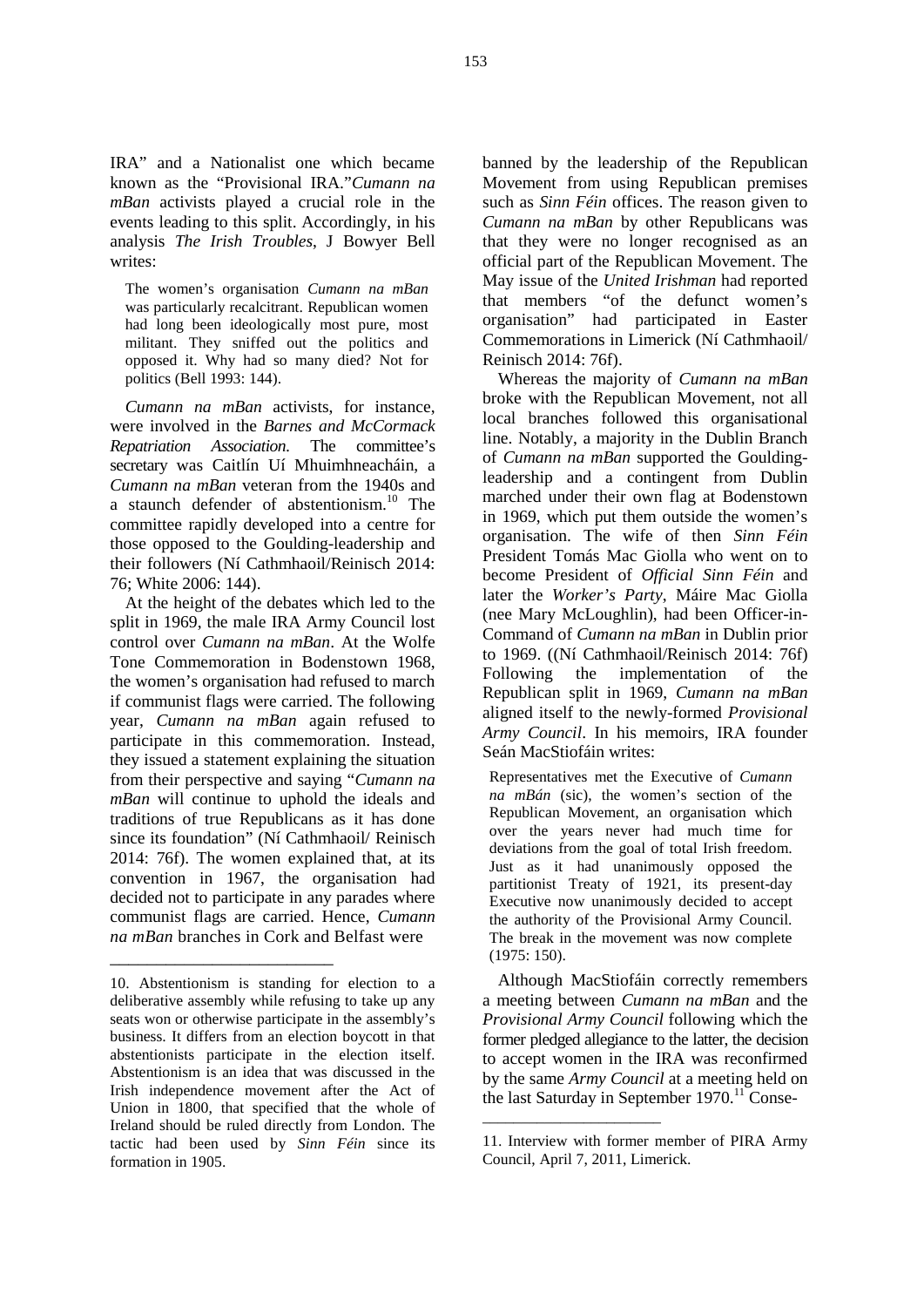IRA" and a Nationalist one which became known as the "Provisional IRA."*Cumann na mBan* activists played a crucial role in the events leading to this split. Accordingly, in his analysis *The Irish Troubles*, J Bowyer Bell writes:

> The women's organisation *Cumann na mBan* was particularly recalcitrant. Republican women had long been ideologically most pure, most militant. They sniffed out the politics and opposed it. Why had so many died? Not for politics (Bell 1993: 144).

*Cumann na mBan* activists, for instance, were involved in the *Barnes and McCormack Repatriation Association.* The committee's secretary was Caitlín Uí Mhuimhneacháin, a *Cumann na mBan* veteran from the 1940s and a staunch defender of abstentionism.[10] The committee rapidly developed into a centre for those opposed to the Goulding-leadership and their followers (Ní Cathmhaoil/Reinisch 2014: 76; White 2006: 144).

At the height of the debates which led to the split in 1969, the male IRA Army Council lost control over *Cumann na mBan*. At the Wolfe Tone Commemoration in Bodenstown 1968, the women's organisation had refused to march if communist flags were carried. The following year, *Cumann na mBan* again refused to participate in this commemoration. Instead, they issued a statement explaining the situation from their perspective and saying "*Cumann na mBan* will continue to uphold the ideals and traditions of true Republicans as it has done since its foundation" (Ní Cathmhaoil/ Reinisch 2014: 76f). The women explained that, at its convention in 1967, the organisation had decided not to participate in any parades where communist flags are carried. Hence, *Cumann na mBan* branches in Cork and Belfast were banned by the leadership of the Republican Movement from using Republican premises such as *Sinn Féin* offices. The reason given to *Cumann na mBan* by other Republicans was that they were no longer recognised as an official part of the Republican Movement. The May issue of the *United Irishman* had reported that members "of the defunct women's organisation" had participated in Easter Commemorations in Limerick (Ní Cathmhaoil/ Reinisch 2014: 76f).

Whereas the majority of *Cumann na mBan* broke with the Republican Movement, not all local branches followed this organisational line. Notably, a majority in the Dublin Branch of *Cumann na mBan* supported the Goulding-leadership and a contingent from Dublin marched under their own flag at Bodenstown in 1969, which put them outside the women's organisation. The wife of then *Sinn Féin* President Tomás Mac Giolla who went on to become President of *Official Sinn Féin* and later the *Worker's Party*, Máire Mac Giolla (nee Mary McLoughlin), had been Officer-in-Command of *Cumann na mBan* in Dublin prior to 1969. ((Ní Cathmhaoil/Reinisch 2014: 76f) Following the implementation of the Republican split in 1969, *Cumann na mBan* aligned itself to the newly-formed *Provisional Army Council*. In his memoirs, IRA founder Seán MacStiofáin writes:

> Representatives met the Executive of *Cumann na mBán* (sic), the women's section of the Republican Movement, an organisation which over the years never had much time for deviations from the goal of total Irish freedom. Just as it had unanimously opposed the partitionist Treaty of 1921, its present-day Executive now unanimously decided to accept the authority of the Provisional Army Council. The break in the movement was now complete (1975: 150).

Although MacStiofáin correctly remembers a meeting between *Cumann na mBan* and the *Provisional Army Council* following which the former pledged allegiance to the latter, the decision to accept women in the IRA was reconfirmed by the same *Army Council* at a meeting held on the last Saturday in September 1970.[11] Conse-

---

10. Abstentionism is standing for election to a deliberative assembly while refusing to take up any seats won or otherwise participate in the assembly's business. It differs from an election boycott in that abstentionists participate in the election itself. Abstentionism is an idea that was discussed in the Irish independence movement after the Act of Union in 1800, that specified that the whole of Ireland should be ruled directly from London. The tactic had been used by *Sinn Féin* since its formation in 1905.

11. Interview with former member of PIRA Army Council, April 7, 2011, Limerick.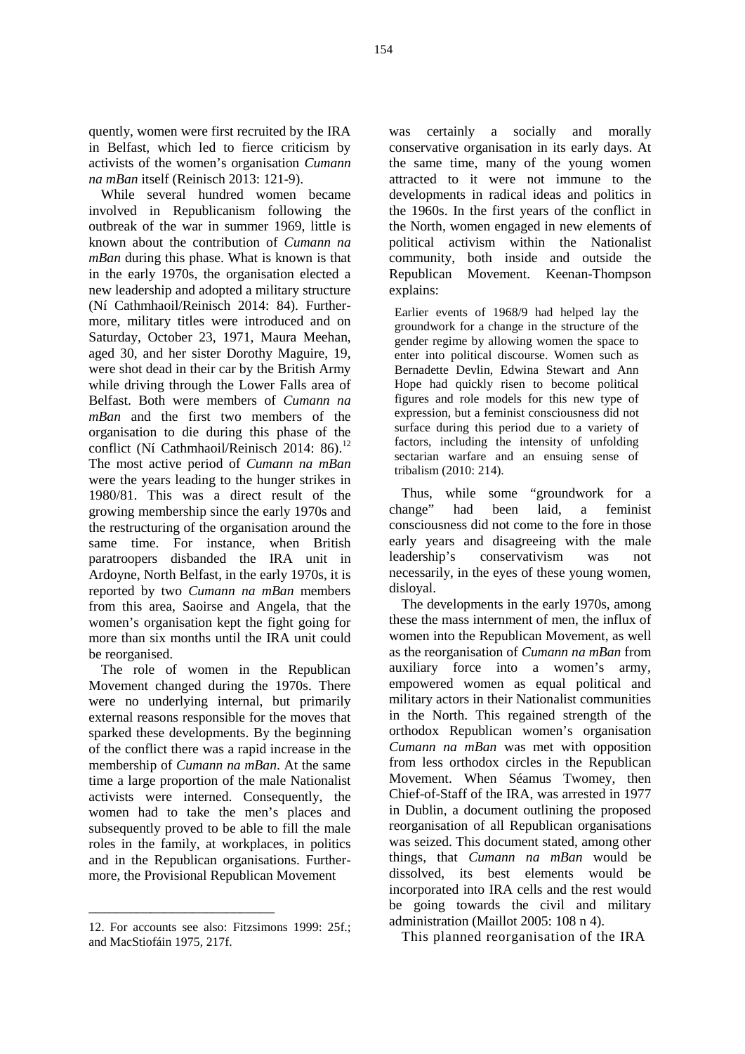quently, women were first recruited by the IRA in Belfast, which led to fierce criticism by activists of the women's organisation *Cumann na mBan* itself (Reinisch 2013: 121-9).

While several hundred women became involved in Republicanism following the outbreak of the war in summer 1969, little is known about the contribution of *Cumann na mBan* during this phase. What is known is that in the early 1970s, the organisation elected a new leadership and adopted a military structure (Ní Cathmhaoil/Reinisch 2014: 84). Furthermore, military titles were introduced and on Saturday, October 23, 1971, Maura Meehan, aged 30, and her sister Dorothy Maguire, 19, were shot dead in their car by the British Army while driving through the Lower Falls area of Belfast. Both were members of *Cumann na mBan* and the first two members of the organisation to die during this phase of the conflict (Ní Cathmhaoil/Reinisch 2014: 86).[12] The most active period of *Cumann na mBan* were the years leading to the hunger strikes in 1980/81. This was a direct result of the growing membership since the early 1970s and the restructuring of the organisation around the same time. For instance, when British paratroopers disbanded the IRA unit in Ardoyne, North Belfast, in the early 1970s, it is reported by two *Cumann na mBan* members from this area, Saoirse and Angela, that the women's organisation kept the fight going for more than six months until the IRA unit could be reorganised.

The role of women in the Republican Movement changed during the 1970s. There were no underlying internal, but primarily external reasons responsible for the moves that sparked these developments. By the beginning of the conflict there was a rapid increase in the membership of *Cumann na mBan*. At the same time a large proportion of the male Nationalist activists were interned. Consequently, the women had to take the men's places and subsequently proved to be able to fill the male roles in the family, at workplaces, in politics and in the Republican organisations. Furthermore, the Provisional Republican Movement was certainly a socially and morally conservative organisation in its early days. At the same time, many of the young women attracted to it were not immune to the developments in radical ideas and politics in the 1960s. In the first years of the conflict in the North, women engaged in new elements of political activism within the Nationalist community, both inside and outside the Republican Movement. Keenan-Thompson explains:

> Earlier events of 1968/9 had helped lay the groundwork for a change in the structure of the gender regime by allowing women the space to enter into political discourse. Women such as Bernadette Devlin, Edwina Stewart and Ann Hope had quickly risen to become political figures and role models for this new type of expression, but a feminist consciousness did not surface during this period due to a variety of factors, including the intensity of unfolding sectarian warfare and an ensuing sense of tribalism (2010: 214).

Thus, while some "groundwork for a change" had been laid, a feminist consciousness did not come to the fore in those early years and disagreeing with the male leadership's conservativism was not necessarily, in the eyes of these young women, disloyal.

The developments in the early 1970s, among these the mass internment of men, the influx of women into the Republican Movement, as well as the reorganisation of *Cumann na mBan* from auxiliary force into a women's army, empowered women as equal political and military actors in their Nationalist communities in the North. This regained strength of the orthodox Republican women's organisation *Cumann na mBan* was met with opposition from less orthodox circles in the Republican Movement. When Séamus Twomey, then Chief-of-Staff of the IRA, was arrested in 1977 in Dublin, a document outlining the proposed reorganisation of all Republican organisations was seized. This document stated, among other things, that *Cumann na mBan* would be dissolved, its best elements would be incorporated into IRA cells and the rest would be going towards the civil and military administration (Maillot 2005: 108 n 4).

This planned reorganisation of the IRA

---

12. For accounts see also: Fitzsimons 1999: 25f.; and MacStiofáin 1975, 217f.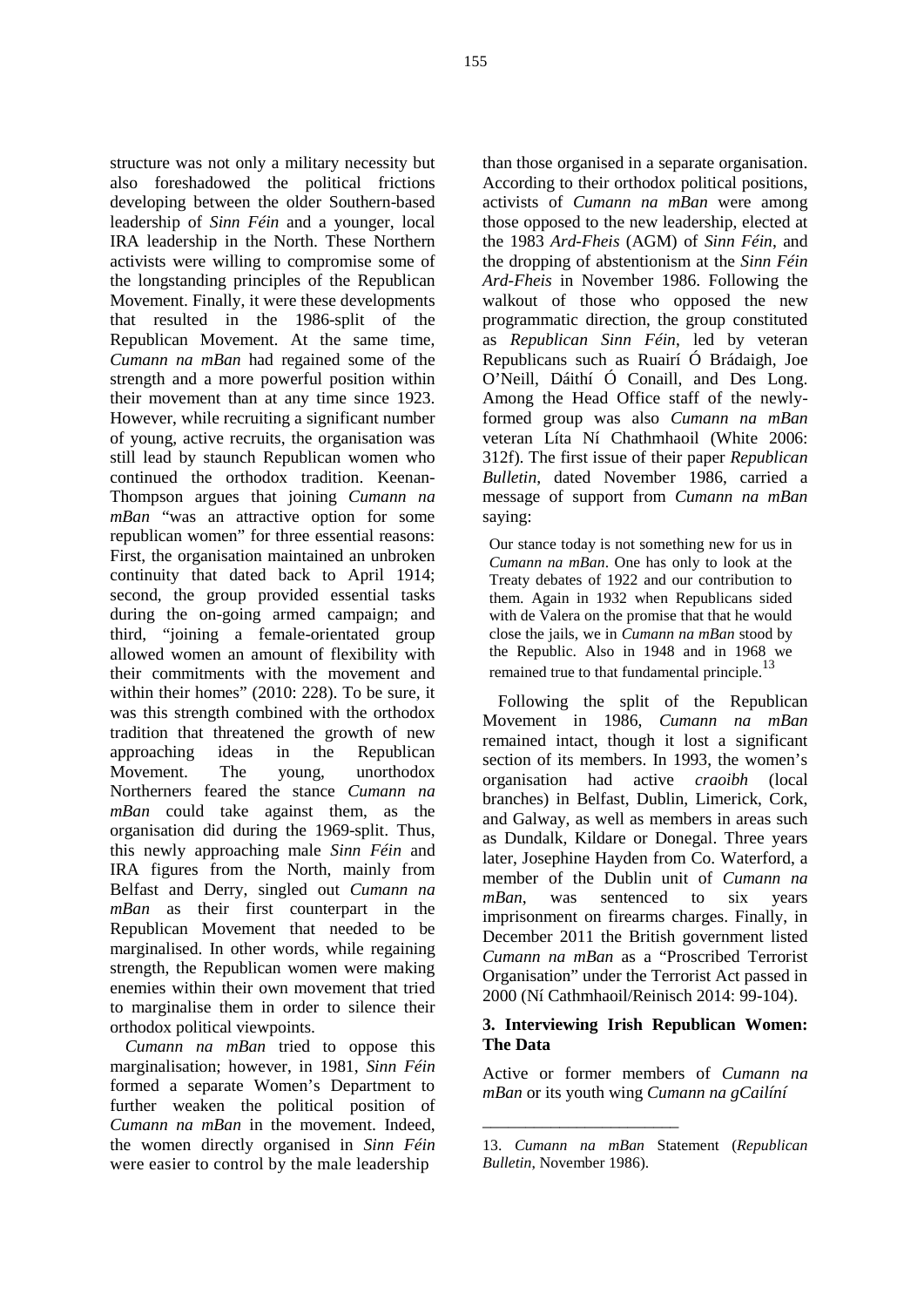structure was not only a military necessity but also foreshadowed the political frictions developing between the older Southern-based leadership of *Sinn Féin* and a younger, local IRA leadership in the North. These Northern activists were willing to compromise some of the longstanding principles of the Republican Movement. Finally, it were these developments that resulted in the 1986-split of the Republican Movement. At the same time, *Cumann na mBan* had regained some of the strength and a more powerful position within their movement than at any time since 1923. However, while recruiting a significant number of young, active recruits, the organisation was still lead by staunch Republican women who continued the orthodox tradition. Keenan-Thompson argues that joining *Cumann na mBan* "was an attractive option for some republican women" for three essential reasons: First, the organisation maintained an unbroken continuity that dated back to April 1914; second, the group provided essential tasks during the on-going armed campaign; and third, "joining a female-orientated group allowed women an amount of flexibility with their commitments with the movement and within their homes" (2010: 228). To be sure, it was this strength combined with the orthodox tradition that threatened the growth of new approaching ideas in the Republican Movement. The young, unorthodox Northerners feared the stance *Cumann na mBan* could take against them, as the organisation did during the 1969-split. Thus, this newly approaching male *Sinn Féin* and IRA figures from the North, mainly from Belfast and Derry, singled out *Cumann na mBan* as their first counterpart in the Republican Movement that needed to be marginalised. In other words, while regaining strength, the Republican women were making enemies within their own movement that tried to marginalise them in order to silence their orthodox political viewpoints.

*Cumann na mBan* tried to oppose this marginalisation; however, in 1981, *Sinn Féin* formed a separate Women's Department to further weaken the political position of *Cumann na mBan* in the movement. Indeed, the women directly organised in *Sinn Féin* were easier to control by the male leadership than those organised in a separate organisation. According to their orthodox political positions, activists of *Cumann na mBan* were among those opposed to the new leadership, elected at the 1983 *Ard-Fheis* (AGM) of *Sinn Féin*, and the dropping of abstentionism at the *Sinn Féin Ard-Fheis* in November 1986. Following the walkout of those who opposed the new programmatic direction, the group constituted as *Republican Sinn Féin*, led by veteran Republicans such as Ruairí Ó Brádaigh, Joe O'Neill, Dáithí Ó Conaill, and Des Long. Among the Head Office staff of the newly-formed group was also *Cumann na mBan* veteran Líta Ní Chathmhaoil (White 2006: 312f). The first issue of their paper *Republican Bulletin*, dated November 1986, carried a message of support from *Cumann na mBan* saying:

> Our stance today is not something new for us in *Cumann na mBan*. One has only to look at the Treaty debates of 1922 and our contribution to them. Again in 1932 when Republicans sided with de Valera on the promise that that he would close the jails, we in *Cumann na mBan* stood by the Republic. Also in 1948 and in 1968 we remained true to that fundamental principle.[13]

Following the split of the Republican Movement in 1986, *Cumann na mBan* remained intact, though it lost a significant section of its members. In 1993, the women's organisation had active *craoibh* (local branches) in Belfast, Dublin, Limerick, Cork, and Galway, as well as members in areas such as Dundalk, Kildare or Donegal. Three years later, Josephine Hayden from Co. Waterford, a member of the Dublin unit of *Cumann na mBan*, was sentenced to six years imprisonment on firearms charges. Finally, in December 2011 the British government listed *Cumann na mBan* as a "Proscribed Terrorist Organisation" under the Terrorist Act passed in 2000 (Ní Cathmhaoil/Reinisch 2014: 99-104).

### 3. Interviewing Irish Republican Women: The Data

Active or former members of *Cumann na mBan* or its youth wing *Cumann na gCailíní*

---

13. *Cumann na mBan* Statement (*Republican Bulletin*, November 1986).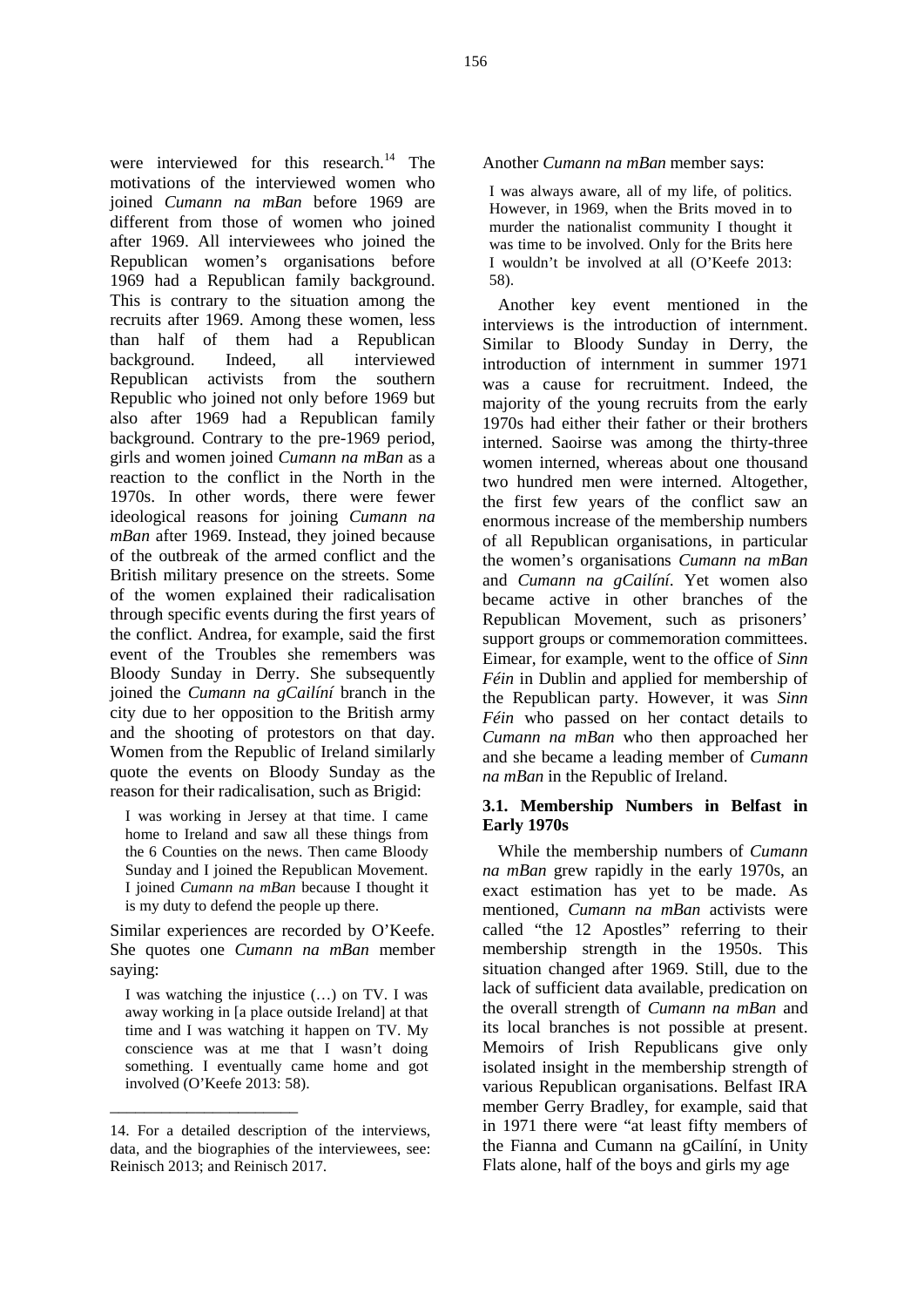were interviewed for this research.[14] The motivations of the interviewed women who joined *Cumann na mBan* before 1969 are different from those of women who joined after 1969. All interviewees who joined the Republican women's organisations before 1969 had a Republican family background. This is contrary to the situation among the recruits after 1969. Among these women, less than half of them had a Republican background. Indeed, all interviewed Republican activists from the southern Republic who joined not only before 1969 but also after 1969 had a Republican family background. Contrary to the pre-1969 period, girls and women joined *Cumann na mBan* as a reaction to the conflict in the North in the 1970s. In other words, there were fewer ideological reasons for joining *Cumann na mBan* after 1969. Instead, they joined because of the outbreak of the armed conflict and the British military presence on the streets. Some of the women explained their radicalisation through specific events during the first years of the conflict. Andrea, for example, said the first event of the Troubles she remembers was Bloody Sunday in Derry. She subsequently joined the *Cumann na gCailíní* branch in the city due to her opposition to the British army and the shooting of protestors on that day. Women from the Republic of Ireland similarly quote the events on Bloody Sunday as the reason for their radicalisation, such as Brigid:

> I was working in Jersey at that time. I came home to Ireland and saw all these things from the 6 Counties on the news. Then came Bloody Sunday and I joined the Republican Movement. I joined *Cumann na mBan* because I thought it is my duty to defend the people up there.

Similar experiences are recorded by O'Keefe. She quotes one *Cumann na mBan* member saying:

> I was watching the injustice (…) on TV. I was away working in [a place outside Ireland] at that time and I was watching it happen on TV. My conscience was at me that I wasn't doing something. I eventually came home and got involved (O'Keefe 2013: 58).

Another *Cumann na mBan* member says:

> I was always aware, all of my life, of politics. However, in 1969, when the Brits moved in to murder the nationalist community I thought it was time to be involved. Only for the Brits here I wouldn't be involved at all (O'Keefe 2013: 58).

Another key event mentioned in the interviews is the introduction of internment. Similar to Bloody Sunday in Derry, the introduction of internment in summer 1971 was a cause for recruitment. Indeed, the majority of the young recruits from the early 1970s had either their father or their brothers interned. Saoirse was among the thirty-three women interned, whereas about one thousand two hundred men were interned. Altogether, the first few years of the conflict saw an enormous increase of the membership numbers of all Republican organisations, in particular the women's organisations *Cumann na mBan* and *Cumann na gCailíní*. Yet women also became active in other branches of the Republican Movement, such as prisoners' support groups or commemoration committees. Eimear, for example, went to the office of *Sinn Féin* in Dublin and applied for membership of the Republican party. However, it was *Sinn Féin* who passed on her contact details to *Cumann na mBan* who then approached her and she became a leading member of *Cumann na mBan* in the Republic of Ireland.

### 3.1. Membership Numbers in Belfast in Early 1970s

While the membership numbers of *Cumann na mBan* grew rapidly in the early 1970s, an exact estimation has yet to be made. As mentioned, *Cumann na mBan* activists were called "the 12 Apostles" referring to their membership strength in the 1950s. This situation changed after 1969. Still, due to the lack of sufficient data available, predication on the overall strength of *Cumann na mBan* and its local branches is not possible at present. Memoirs of Irish Republicans give only isolated insight in the membership strength of various Republican organisations. Belfast IRA member Gerry Bradley, for example, said that in 1971 there were "at least fifty members of the Fianna and Cumann na gCailíní, in Unity Flats alone, half of the boys and girls my age

---

14. For a detailed description of the interviews, data, and the biographies of the interviewees, see: Reinisch 2013; and Reinisch 2017.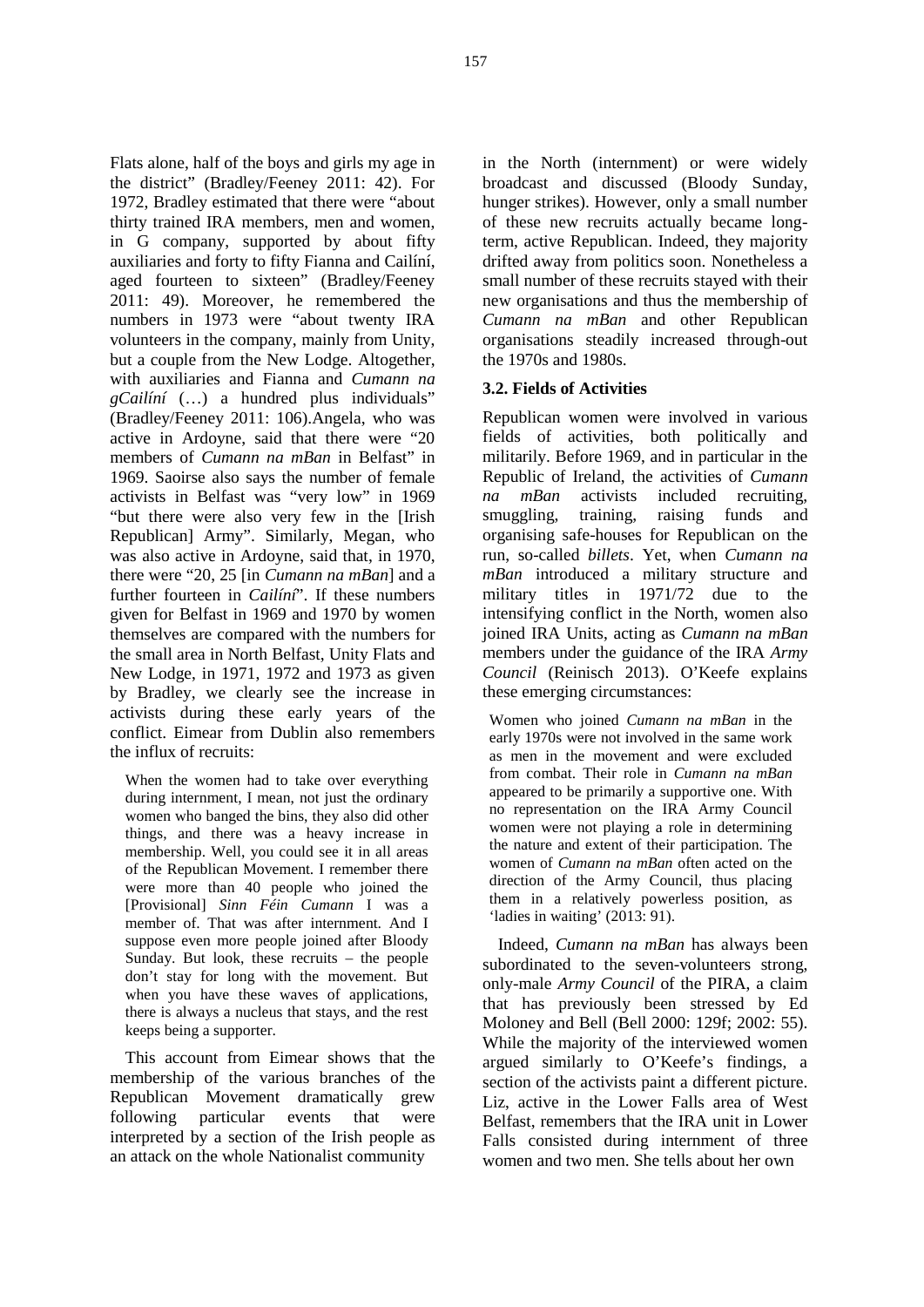Flats alone, half of the boys and girls my age in the district" (Bradley/Feeney 2011: 42). For 1972, Bradley estimated that there were "about thirty trained IRA members, men and women, in G company, supported by about fifty auxiliaries and forty to fifty Fianna and Cailíní, aged fourteen to sixteen" (Bradley/Feeney 2011: 49). Moreover, he remembered the numbers in 1973 were "about twenty IRA volunteers in the company, mainly from Unity, but a couple from the New Lodge. Altogether, with auxiliaries and Fianna and *Cumann na gCailíní* (…) a hundred plus individuals" (Bradley/Feeney 2011: 106).Angela, who was active in Ardoyne, said that there were "20 members of *Cumann na mBan* in Belfast" in 1969. Saoirse also says the number of female activists in Belfast was "very low" in 1969 "but there were also very few in the [Irish Republican] Army". Similarly, Megan, who was also active in Ardoyne, said that, in 1970, there were "20, 25 [in *Cumann na mBan*] and a further fourteen in *Cailíní*". If these numbers given for Belfast in 1969 and 1970 by women themselves are compared with the numbers for the small area in North Belfast, Unity Flats and New Lodge, in 1971, 1972 and 1973 as given by Bradley, we clearly see the increase in activists during these early years of the conflict. Eimear from Dublin also remembers the influx of recruits:

> When the women had to take over everything during internment, I mean, not just the ordinary women who banged the bins, they also did other things, and there was a heavy increase in membership. Well, you could see it in all areas of the Republican Movement. I remember there were more than 40 people who joined the [Provisional] *Sinn Féin Cumann* I was a member of. That was after internment. And I suppose even more people joined after Bloody Sunday. But look, these recruits – the people don't stay for long with the movement. But when you have these waves of applications, there is always a nucleus that stays, and the rest keeps being a supporter.

This account from Eimear shows that the membership of the various branches of the Republican Movement dramatically grew following particular events that were interpreted by a section of the Irish people as an attack on the whole Nationalist community in the North (internment) or were widely broadcast and discussed (Bloody Sunday, hunger strikes). However, only a small number of these new recruits actually became long-term, active Republican. Indeed, they majority drifted away from politics soon. Nonetheless a small number of these recruits stayed with their new organisations and thus the membership of *Cumann na mBan* and other Republican organisations steadily increased through-out the 1970s and 1980s.

### 3.2. Fields of Activities

Republican women were involved in various fields of activities, both politically and militarily. Before 1969, and in particular in the Republic of Ireland, the activities of *Cumann na mBan* activists included recruiting, smuggling, training, raising funds and organising safe-houses for Republican on the run, so-called *billets*. Yet, when *Cumann na mBan* introduced a military structure and military titles in 1971/72 due to the intensifying conflict in the North, women also joined IRA Units, acting as *Cumann na mBan* members under the guidance of the IRA *Army Council* (Reinisch 2013). O'Keefe explains these emerging circumstances:

> Women who joined *Cumann na mBan* in the early 1970s were not involved in the same work as men in the movement and were excluded from combat. Their role in *Cumann na mBan* appeared to be primarily a supportive one. With no representation on the IRA Army Council women were not playing a role in determining the nature and extent of their participation. The women of *Cumann na mBan* often acted on the direction of the Army Council, thus placing them in a relatively powerless position, as 'ladies in waiting' (2013: 91).

Indeed, *Cumann na mBan* has always been subordinated to the seven-volunteers strong, only-male *Army Council* of the PIRA, a claim that has previously been stressed by Ed Moloney and Bell (Bell 2000: 129f; 2002: 55). While the majority of the interviewed women argued similarly to O'Keefe's findings, a section of the activists paint a different picture. Liz, active in the Lower Falls area of West Belfast, remembers that the IRA unit in Lower Falls consisted during internment of three women and two men. She tells about her own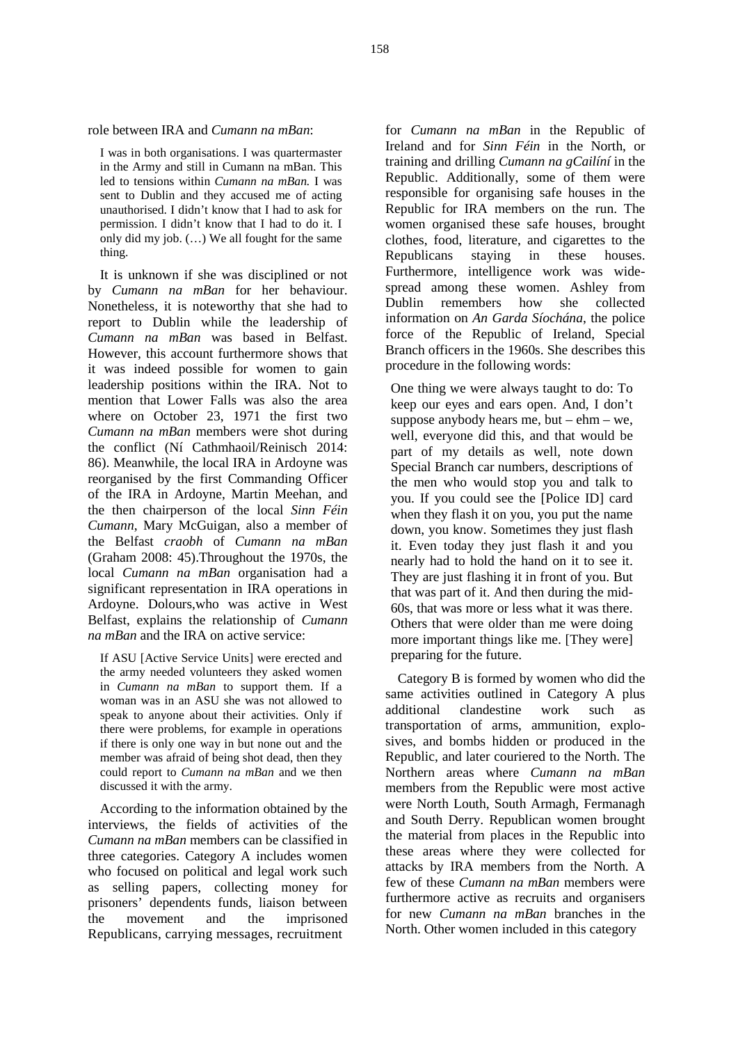role between IRA and *Cumann na mBan*:

> I was in both organisations. I was quartermaster in the Army and still in Cumann na mBan. This led to tensions within *Cumann na mBan.* I was sent to Dublin and they accused me of acting unauthorised. I didn't know that I had to ask for permission. I didn't know that I had to do it. I only did my job. (…) We all fought for the same thing.

It is unknown if she was disciplined or not by *Cumann na mBan* for her behaviour. Nonetheless, it is noteworthy that she had to report to Dublin while the leadership of *Cumann na mBan* was based in Belfast. However, this account furthermore shows that it was indeed possible for women to gain leadership positions within the IRA. Not to mention that Lower Falls was also the area where on October 23, 1971 the first two *Cumann na mBan* members were shot during the conflict (Ní Cathmhaoil/Reinisch 2014: 86). Meanwhile, the local IRA in Ardoyne was reorganised by the first Commanding Officer of the IRA in Ardoyne, Martin Meehan, and the then chairperson of the local *Sinn Féin Cumann*, Mary McGuigan, also a member of the Belfast *craobh* of *Cumann na mBan* (Graham 2008: 45).Throughout the 1970s, the local *Cumann na mBan* organisation had a significant representation in IRA operations in Ardoyne. Dolours,who was active in West Belfast, explains the relationship of *Cumann na mBan* and the IRA on active service:

> If ASU [Active Service Units] were erected and the army needed volunteers they asked women in *Cumann na mBan* to support them. If a woman was in an ASU she was not allowed to speak to anyone about their activities. Only if there were problems, for example in operations if there is only one way in but none out and the member was afraid of being shot dead, then they could report to *Cumann na mBan* and we then discussed it with the army.

According to the information obtained by the interviews, the fields of activities of the *Cumann na mBan* members can be classified in three categories. Category A includes women who focused on political and legal work such as selling papers, collecting money for prisoners' dependents funds, liaison between the movement and the imprisoned Republicans, carrying messages, recruitment for *Cumann na mBan* in the Republic of Ireland and for *Sinn Féin* in the North, or training and drilling *Cumann na gCailíní* in the Republic. Additionally, some of them were responsible for organising safe houses in the Republic for IRA members on the run. The women organised these safe houses, brought clothes, food, literature, and cigarettes to the Republicans staying in these houses. Furthermore, intelligence work was widespread among these women. Ashley from Dublin remembers how she collected information on *An Garda Síochána*, the police force of the Republic of Ireland, Special Branch officers in the 1960s. She describes this procedure in the following words:

> One thing we were always taught to do: To keep our eyes and ears open. And, I don't suppose anybody hears me, but – ehm – we, well, everyone did this, and that would be part of my details as well, note down Special Branch car numbers, descriptions of the men who would stop you and talk to you. If you could see the [Police ID] card when they flash it on you, you put the name down, you know. Sometimes they just flash it. Even today they just flash it and you nearly had to hold the hand on it to see it. They are just flashing it in front of you. But that was part of it. And then during the mid-60s, that was more or less what it was there. Others that were older than me were doing more important things like me. [They were] preparing for the future.

Category B is formed by women who did the same activities outlined in Category A plus additional clandestine work such as transportation of arms, ammunition, explosives, and bombs hidden or produced in the Republic, and later couriered to the North. The Northern areas where *Cumann na mBan* members from the Republic were most active were North Louth, South Armagh, Fermanagh and South Derry. Republican women brought the material from places in the Republic into these areas where they were collected for attacks by IRA members from the North. A few of these *Cumann na mBan* members were furthermore active as recruits and organisers for new *Cumann na mBan* branches in the North. Other women included in this category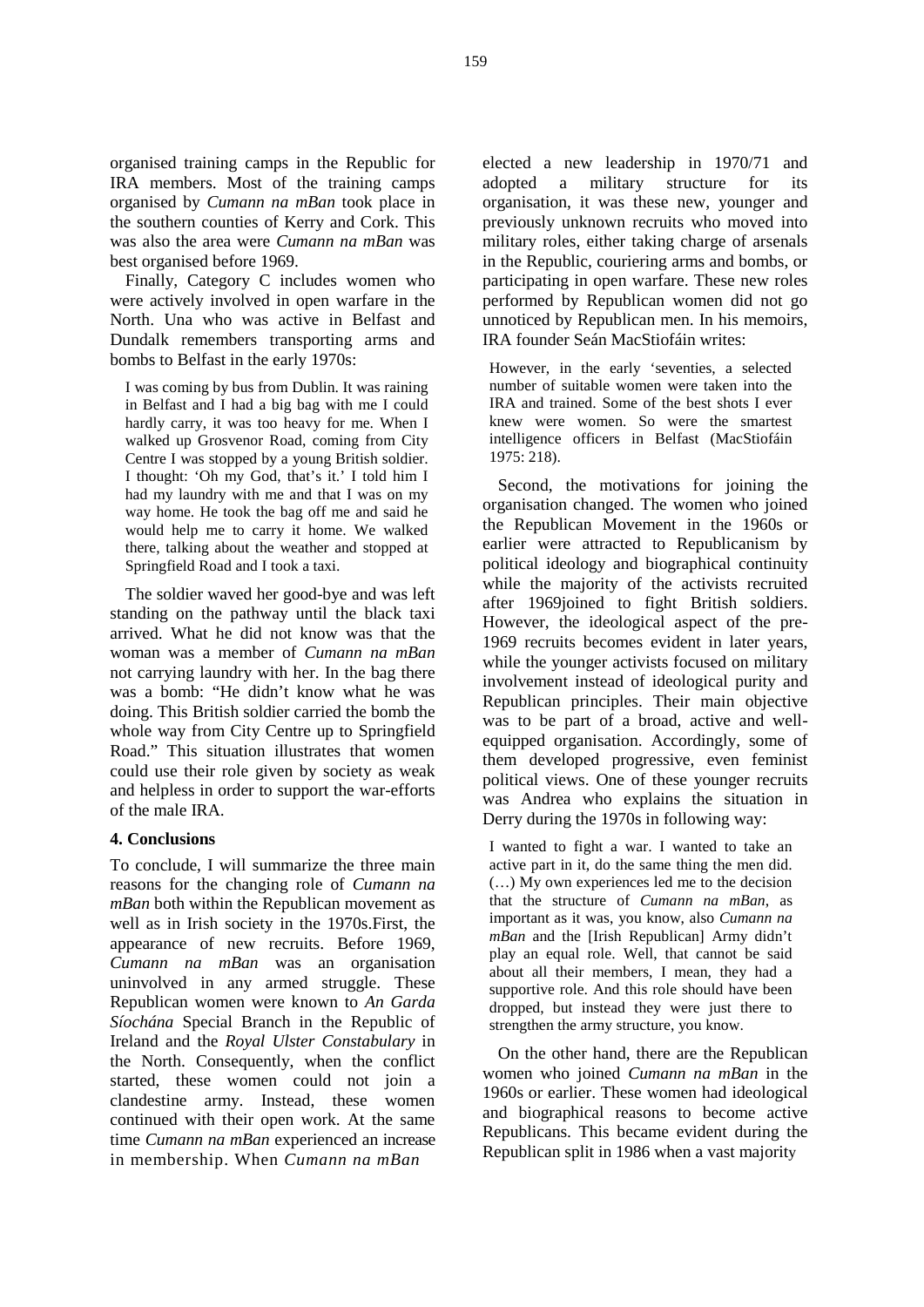organised training camps in the Republic for IRA members. Most of the training camps organised by *Cumann na mBan* took place in the southern counties of Kerry and Cork. This was also the area were *Cumann na mBan* was best organised before 1969.

Finally, Category C includes women who were actively involved in open warfare in the North. Una who was active in Belfast and Dundalk remembers transporting arms and bombs to Belfast in the early 1970s:

> I was coming by bus from Dublin. It was raining in Belfast and I had a big bag with me I could hardly carry, it was too heavy for me. When I walked up Grosvenor Road, coming from City Centre I was stopped by a young British soldier. I thought: 'Oh my God, that's it.' I told him I had my laundry with me and that I was on my way home. He took the bag off me and said he would help me to carry it home. We walked there, talking about the weather and stopped at Springfield Road and I took a taxi.

The soldier waved her good-bye and was left standing on the pathway until the black taxi arrived. What he did not know was that the woman was a member of *Cumann na mBan* not carrying laundry with her. In the bag there was a bomb: "He didn't know what he was doing. This British soldier carried the bomb the whole way from City Centre up to Springfield Road." This situation illustrates that women could use their role given by society as weak and helpless in order to support the war-efforts of the male IRA.

### 4. Conclusions

To conclude, I will summarize the three main reasons for the changing role of *Cumann na mBan* both within the Republican movement as well as in Irish society in the 1970s.First, the appearance of new recruits. Before 1969, *Cumann na mBan* was an organisation uninvolved in any armed struggle. These Republican women were known to *An Garda Síochána* Special Branch in the Republic of Ireland and the *Royal Ulster Constabulary* in the North. Consequently, when the conflict started, these women could not join a clandestine army. Instead, these women continued with their open work. At the same time *Cumann na mBan* experienced an increase in membership. When *Cumann na mBan* elected a new leadership in 1970/71 and adopted a military structure for its organisation, it was these new, younger and previously unknown recruits who moved into military roles, either taking charge of arsenals in the Republic, couriering arms and bombs, or participating in open warfare. These new roles performed by Republican women did not go unnoticed by Republican men. In his memoirs, IRA founder Seán MacStiofáin writes:

> However, in the early 'seventies, a selected number of suitable women were taken into the IRA and trained. Some of the best shots I ever knew were women. So were the smartest intelligence officers in Belfast (MacStiofáin 1975: 218).

Second, the motivations for joining the organisation changed. The women who joined the Republican Movement in the 1960s or earlier were attracted to Republicanism by political ideology and biographical continuity while the majority of the activists recruited after 1969joined to fight British soldiers. However, the ideological aspect of the pre-1969 recruits becomes evident in later years, while the younger activists focused on military involvement instead of ideological purity and Republican principles. Their main objective was to be part of a broad, active and well-equipped organisation. Accordingly, some of them developed progressive, even feminist political views. One of these younger recruits was Andrea who explains the situation in Derry during the 1970s in following way:

> I wanted to fight a war. I wanted to take an active part in it, do the same thing the men did. (…) My own experiences led me to the decision that the structure of *Cumann na mBan*, as important as it was, you know, also *Cumann na mBan* and the [Irish Republican] Army didn't play an equal role. Well, that cannot be said about all their members, I mean, they had a supportive role. And this role should have been dropped, but instead they were just there to strengthen the army structure, you know.

On the other hand, there are the Republican women who joined *Cumann na mBan* in the 1960s or earlier. These women had ideological and biographical reasons to become active Republicans. This became evident during the Republican split in 1986 when a vast majority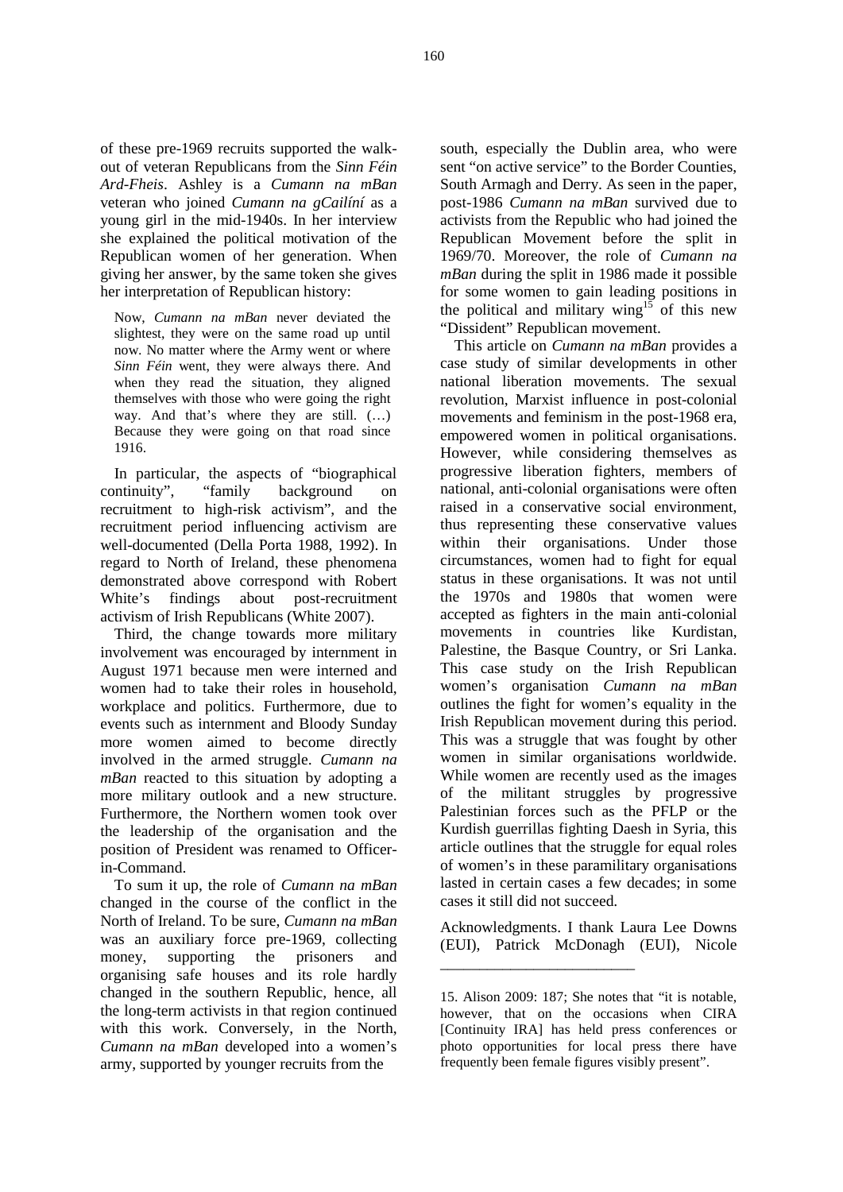of these pre-1969 recruits supported the walk-out of veteran Republicans from the *Sinn Féin Ard-Fheis*. Ashley is a *Cumann na mBan* veteran who joined *Cumann na gCailíní* as a young girl in the mid-1940s. In her interview she explained the political motivation of the Republican women of her generation. When giving her answer, by the same token she gives her interpretation of Republican history:

> Now, *Cumann na mBan* never deviated the slightest, they were on the same road up until now. No matter where the Army went or where *Sinn Féin* went, they were always there. And when they read the situation, they aligned themselves with those who were going the right way. And that's where they are still. (…) Because they were going on that road since 1916.

In particular, the aspects of "biographical continuity", "family background on recruitment to high-risk activism", and the recruitment period influencing activism are well-documented (Della Porta 1988, 1992). In regard to North of Ireland, these phenomena demonstrated above correspond with Robert White's findings about post-recruitment activism of Irish Republicans (White 2007).

Third, the change towards more military involvement was encouraged by internment in August 1971 because men were interned and women had to take their roles in household, workplace and politics. Furthermore, due to events such as internment and Bloody Sunday more women aimed to become directly involved in the armed struggle. *Cumann na mBan* reacted to this situation by adopting a more military outlook and a new structure. Furthermore, the Northern women took over the leadership of the organisation and the position of President was renamed to Officer-in-Command.

To sum it up, the role of *Cumann na mBan* changed in the course of the conflict in the North of Ireland. To be sure, *Cumann na mBan* was an auxiliary force pre-1969, collecting money, supporting the prisoners and organising safe houses and its role hardly changed in the southern Republic, hence, all the long-term activists in that region continued with this work. Conversely, in the North, *Cumann na mBan* developed into a women's army, supported by younger recruits from the south, especially the Dublin area, who were sent "on active service" to the Border Counties, South Armagh and Derry. As seen in the paper, post-1986 *Cumann na mBan* survived due to activists from the Republic who had joined the Republican Movement before the split in 1969/70. Moreover, the role of *Cumann na mBan* during the split in 1986 made it possible for some women to gain leading positions in the political and military wing[15] of this new "Dissident" Republican movement.

This article on *Cumann na mBan* provides a case study of similar developments in other national liberation movements. The sexual revolution, Marxist influence in post-colonial movements and feminism in the post-1968 era, empowered women in political organisations. However, while considering themselves as progressive liberation fighters, members of national, anti-colonial organisations were often raised in a conservative social environment, thus representing these conservative values within their organisations. Under those circumstances, women had to fight for equal status in these organisations. It was not until the 1970s and 1980s that women were accepted as fighters in the main anti-colonial movements in countries like Kurdistan, Palestine, the Basque Country, or Sri Lanka. This case study on the Irish Republican women's organisation *Cumann na mBan* outlines the fight for women's equality in the Irish Republican movement during this period. This was a struggle that was fought by other women in similar organisations worldwide. While women are recently used as the images of the militant struggles by progressive Palestinian forces such as the PFLP or the Kurdish guerrillas fighting Daesh in Syria, this article outlines that the struggle for equal roles of women's in these paramilitary organisations lasted in certain cases a few decades; in some cases it still did not succeed.

Acknowledgments. I thank Laura Lee Downs (EUI), Patrick McDonagh (EUI), Nicole

---

15. Alison 2009: 187; She notes that "it is notable, however, that on the occasions when CIRA [Continuity IRA] has held press conferences or photo opportunities for local press there have frequently been female figures visibly present".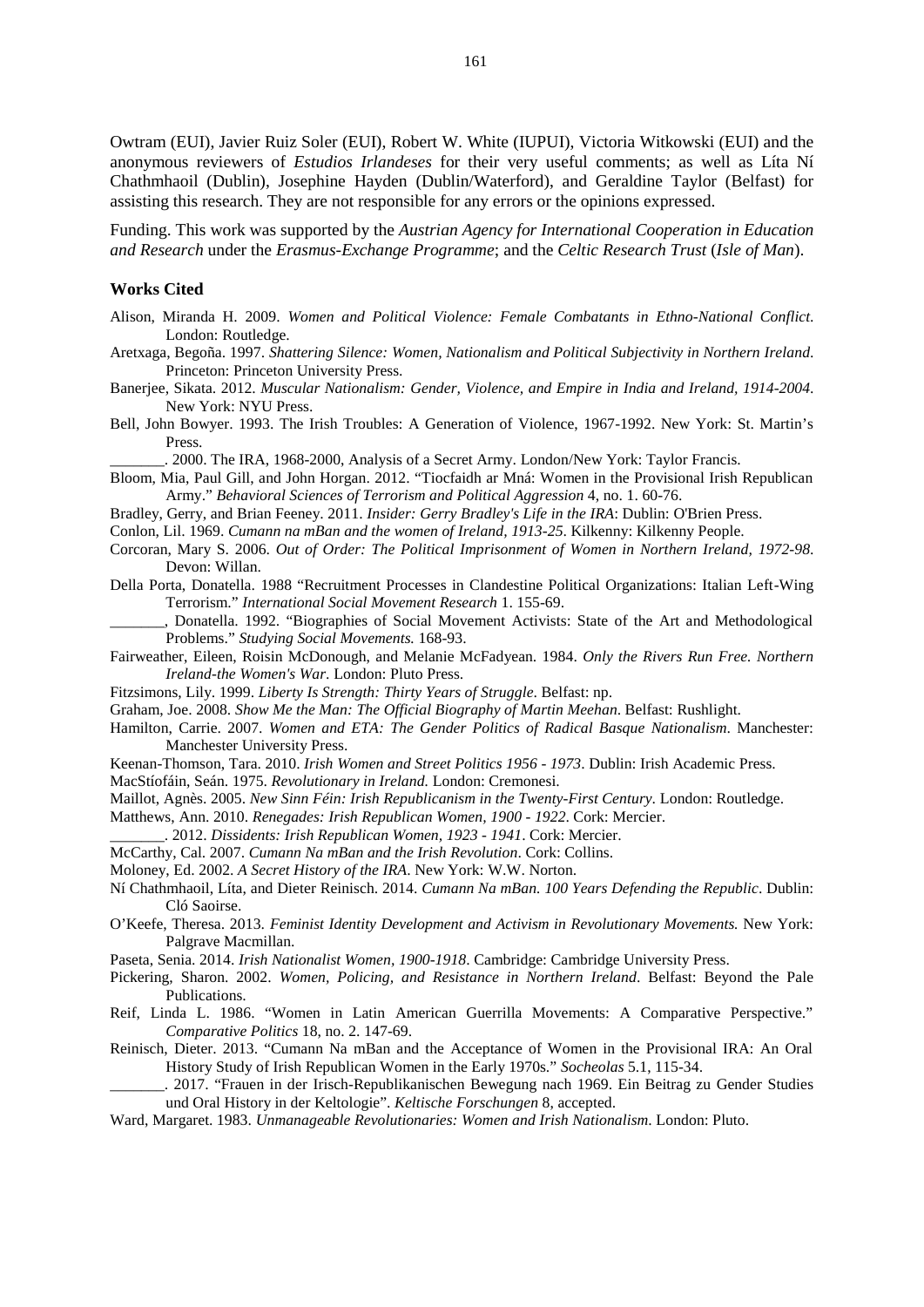Owtram (EUI), Javier Ruiz Soler (EUI), Robert W. White (IUPUI), Victoria Witkowski (EUI) and the anonymous reviewers of *Estudios Irlandeses* for their very useful comments; as well as Líta Ní Chathmhaoil (Dublin), Josephine Hayden (Dublin/Waterford), and Geraldine Taylor (Belfast) for assisting this research. They are not responsible for any errors or the opinions expressed.

Funding. This work was supported by the *Austrian Agency for International Cooperation in Education and Research* under the *Erasmus-Exchange Programme*; and the *Celtic Research Trust* (*Isle of Man*).

### Works Cited

Alison, Miranda H. 2009. *Women and Political Violence: Female Combatants in Ethno-National Conflict*. London: Routledge.

Aretxaga, Begoña. 1997. *Shattering Silence: Women, Nationalism and Political Subjectivity in Northern Ireland*. Princeton: Princeton University Press.

Banerjee, Sikata. 2012. *Muscular Nationalism: Gender, Violence, and Empire in India and Ireland, 1914-2004*. New York: NYU Press.

Bell, John Bowyer. 1993. The Irish Troubles: A Generation of Violence, 1967-1992. New York: St. Martin's Press.

_______. 2000. The IRA, 1968-2000, Analysis of a Secret Army. London/New York: Taylor Francis.

Bloom, Mia, Paul Gill, and John Horgan. 2012. "Tiocfaidh ar Mná: Women in the Provisional Irish Republican Army." *Behavioral Sciences of Terrorism and Political Aggression* 4, no. 1. 60-76.

Bradley, Gerry, and Brian Feeney. 2011. *Insider: Gerry Bradley's Life in the IRA*: Dublin: O'Brien Press.

Conlon, Lil. 1969. *Cumann na mBan and the women of Ireland, 1913-25*. Kilkenny: Kilkenny People.

Corcoran, Mary S. 2006. *Out of Order: The Political Imprisonment of Women in Northern Ireland, 1972-98*. Devon: Willan.

Della Porta, Donatella. 1988 "Recruitment Processes in Clandestine Political Organizations: Italian Left-Wing Terrorism." *International Social Movement Research* 1. 155-69.

_______, Donatella. 1992. "Biographies of Social Movement Activists: State of the Art and Methodological Problems." *Studying Social Movements.* 168-93.

Fairweather, Eileen, Roisin McDonough, and Melanie McFadyean. 1984. *Only the Rivers Run Free. Northern Ireland-the Women's War*. London: Pluto Press.

Fitzsimons, Lily. 1999. *Liberty Is Strength: Thirty Years of Struggle*. Belfast: np.

Graham, Joe. 2008. *Show Me the Man: The Official Biography of Martin Meehan*. Belfast: Rushlight.

Hamilton, Carrie. 2007. *Women and ETA: The Gender Politics of Radical Basque Nationalism*. Manchester: Manchester University Press.

Keenan-Thomson, Tara. 2010. *Irish Women and Street Politics 1956 - 1973*. Dublin: Irish Academic Press.

MacStíofáin, Seán. 1975. *Revolutionary in Ireland.* London: Cremonesi.

Maillot, Agnès. 2005. *New Sinn Féin: Irish Republicanism in the Twenty-First Century*. London: Routledge.

Matthews, Ann. 2010. *Renegades: Irish Republican Women, 1900 - 1922*. Cork: Mercier.

_______. 2012. *Dissidents: Irish Republican Women, 1923 - 1941*. Cork: Mercier.

McCarthy, Cal. 2007. *Cumann Na mBan and the Irish Revolution*. Cork: Collins.

Moloney, Ed. 2002. *A Secret History of the IRA*. New York: W.W. Norton.

Ní Chathmhaoil, Líta, and Dieter Reinisch. 2014. *Cumann Na mBan. 100 Years Defending the Republic*. Dublin: Cló Saoirse.

O'Keefe, Theresa. 2013. *Feminist Identity Development and Activism in Revolutionary Movements.* New York: Palgrave Macmillan.

Paseta, Senia. 2014. *Irish Nationalist Women, 1900-1918*. Cambridge: Cambridge University Press.

Pickering, Sharon. 2002. *Women, Policing, and Resistance in Northern Ireland*. Belfast: Beyond the Pale Publications.

Reif, Linda L. 1986. "Women in Latin American Guerrilla Movements: A Comparative Perspective." *Comparative Politics* 18, no. 2. 147-69.

Reinisch, Dieter. 2013. "Cumann Na mBan and the Acceptance of Women in the Provisional IRA: An Oral History Study of Irish Republican Women in the Early 1970s." *Socheolas* 5.1, 115-34.

_______. 2017. "Frauen in der Irisch-Republikanischen Bewegung nach 1969. Ein Beitrag zu Gender Studies und Oral History in der Keltologie". *Keltische Forschungen* 8, accepted.

Ward, Margaret. 1983. *Unmanageable Revolutionaries: Women and Irish Nationalism*. London: Pluto.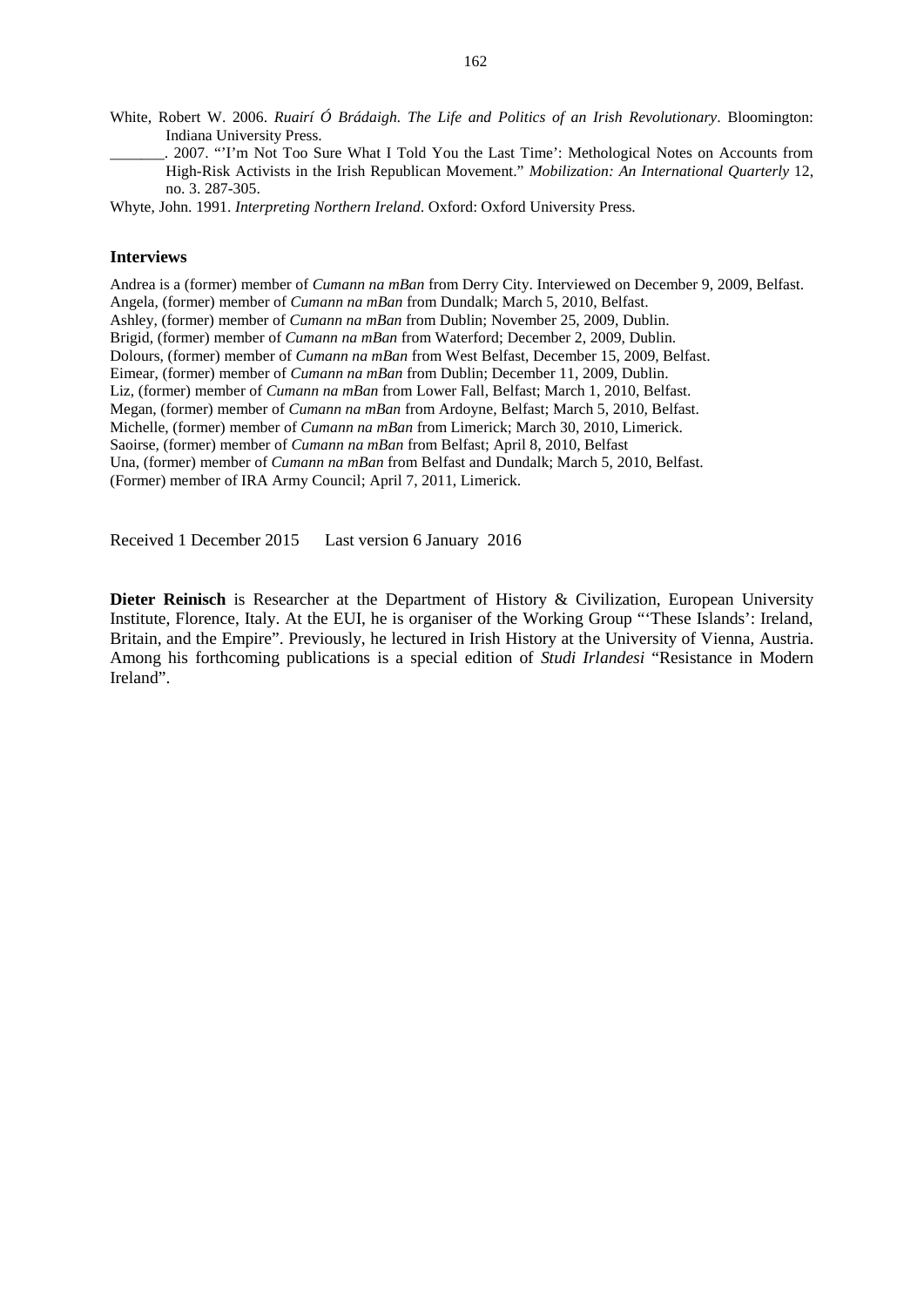White, Robert W. 2006. *Ruairí Ó Brádaigh. The Life and Politics of an Irish Revolutionary*. Bloomington: Indiana University Press.

_______. 2007. "'I'm Not Too Sure What I Told You the Last Time': Methological Notes on Accounts from High-Risk Activists in the Irish Republican Movement." *Mobilization: An International Quarterly* 12, no. 3. 287-305.

Whyte, John. 1991. *Interpreting Northern Ireland*. Oxford: Oxford University Press.

### Interviews

Andrea is a (former) member of *Cumann na mBan* from Derry City. Interviewed on December 9, 2009, Belfast.
Angela, (former) member of *Cumann na mBan* from Dundalk; March 5, 2010, Belfast.
Ashley, (former) member of *Cumann na mBan* from Dublin; November 25, 2009, Dublin.
Brigid, (former) member of *Cumann na mBan* from Waterford; December 2, 2009, Dublin.
Dolours, (former) member of *Cumann na mBan* from West Belfast, December 15, 2009, Belfast.
Eimear, (former) member of *Cumann na mBan* from Dublin; December 11, 2009, Dublin.
Liz, (former) member of *Cumann na mBan* from Lower Fall, Belfast; March 1, 2010, Belfast.
Megan, (former) member of *Cumann na mBan* from Ardoyne, Belfast; March 5, 2010, Belfast.
Michelle, (former) member of *Cumann na mBan* from Limerick; March 30, 2010, Limerick.
Saoirse, (former) member of *Cumann na mBan* from Belfast; April 8, 2010, Belfast
Una, (former) member of *Cumann na mBan* from Belfast and Dundalk; March 5, 2010, Belfast.
(Former) member of IRA Army Council; April 7, 2011, Limerick.

Received 1 December 2015    Last version 6 January 2016

**Dieter Reinisch** is Researcher at the Department of History & Civilization, European University Institute, Florence, Italy. At the EUI, he is organiser of the Working Group "'These Islands': Ireland, Britain, and the Empire". Previously, he lectured in Irish History at the University of Vienna, Austria. Among his forthcoming publications is a special edition of *Studi Irlandesi* "Resistance in Modern Ireland".